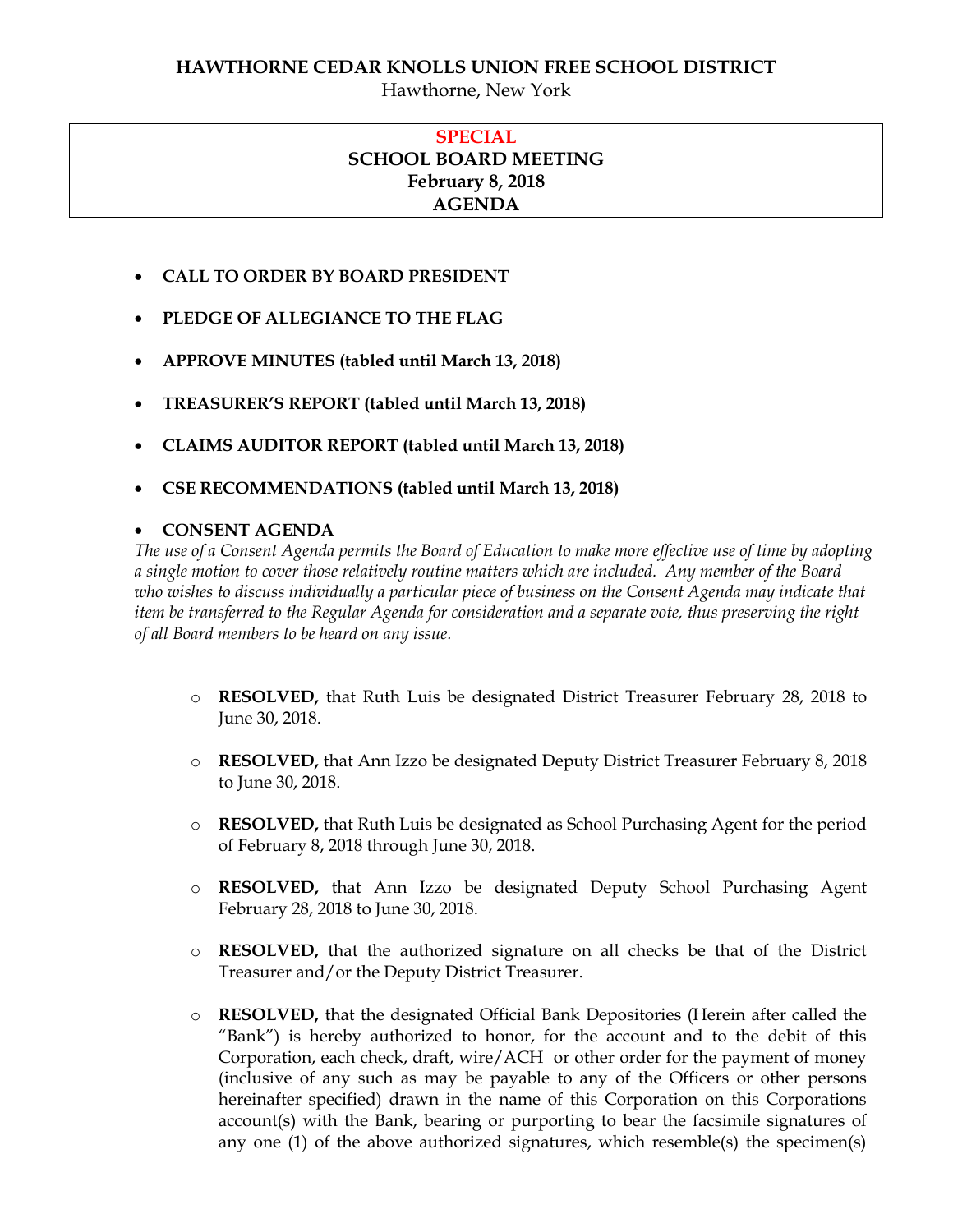# HAWTHORNE CEDAR KNOLLS UNION FREE SCHOOL DISTRICT

Hawthorne, New York

## SPECIAL
## SCHOOL BOARD MEETING
## February 8, 2018
## AGENDA

- **CALL TO ORDER BY BOARD PRESIDENT**
- **PLEDGE OF ALLEGIANCE TO THE FLAG**
- **APPROVE MINUTES (tabled until March 13, 2018)**
- **TREASURER'S REPORT (tabled until March 13, 2018)**
- **CLAIMS AUDITOR REPORT (tabled until March 13, 2018)**
- **CSE RECOMMENDATIONS (tabled until March 13, 2018)**
- **CONSENT AGENDA**

*The use of a Consent Agenda permits the Board of Education to make more effective use of time by adopting a single motion to cover those relatively routine matters which are included. Any member of the Board who wishes to discuss individually a particular piece of business on the Consent Agenda may indicate that item be transferred to the Regular Agenda for consideration and a separate vote, thus preserving the right of all Board members to be heard on any issue.*

  - **RESOLVED,** that Ruth Luis be designated District Treasurer February 28, 2018 to June 30, 2018.
  - **RESOLVED,** that Ann Izzo be designated Deputy District Treasurer February 8, 2018 to June 30, 2018.
  - **RESOLVED,** that Ruth Luis be designated as School Purchasing Agent for the period of February 8, 2018 through June 30, 2018.
  - **RESOLVED,** that Ann Izzo be designated Deputy School Purchasing Agent February 28, 2018 to June 30, 2018.
  - **RESOLVED,** that the authorized signature on all checks be that of the District Treasurer and/or the Deputy District Treasurer.
  - **RESOLVED,** that the designated Official Bank Depositories (Herein after called the "Bank") is hereby authorized to honor, for the account and to the debit of this Corporation, each check, draft, wire/ACH or other order for the payment of money (inclusive of any such as may be payable to any of the Officers or other persons hereinafter specified) drawn in the name of this Corporation on this Corporations account(s) with the Bank, bearing or purporting to bear the facsimile signatures of any one (1) of the above authorized signatures, which resemble(s) the specimen(s)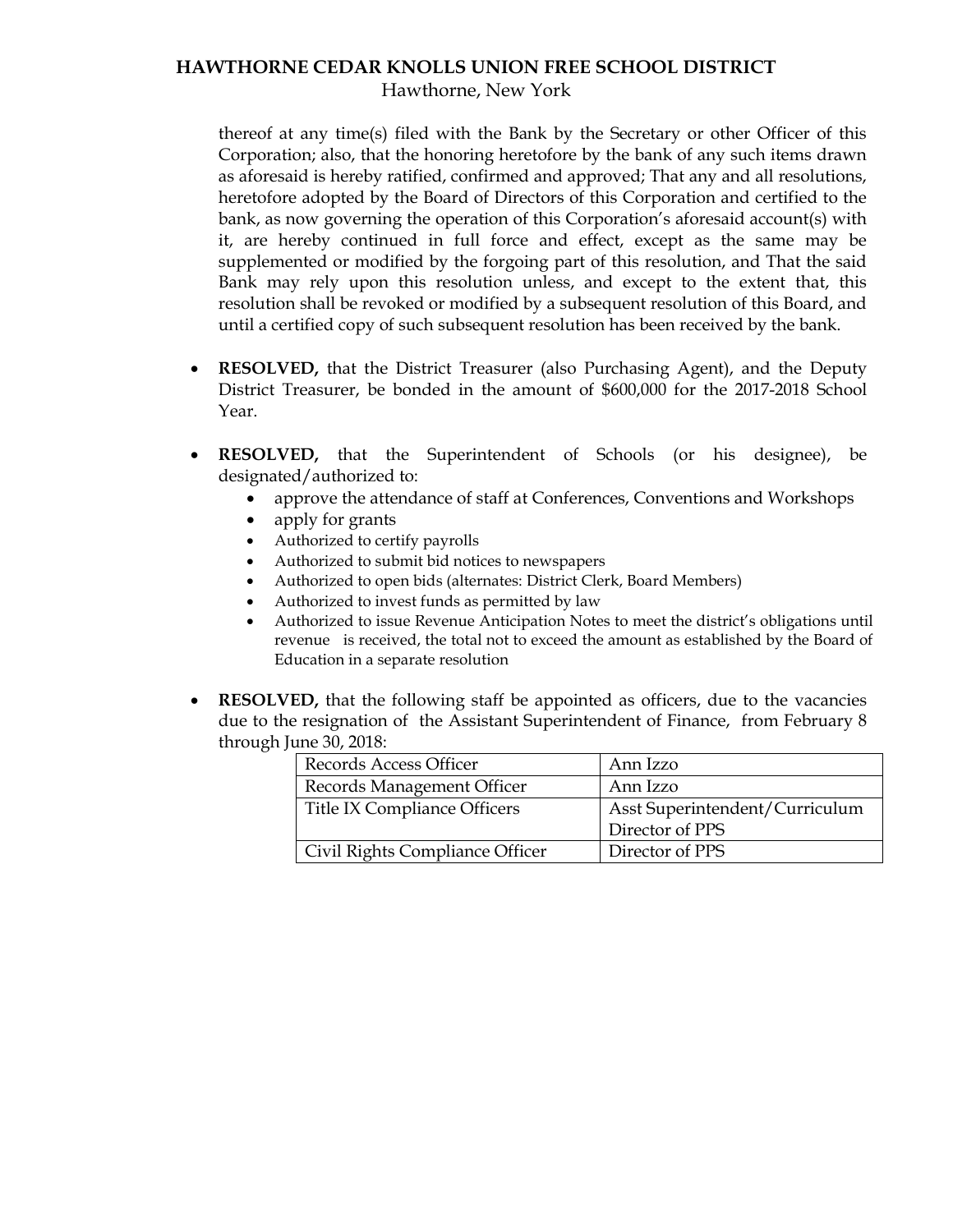thereof at any time(s) filed with the Bank by the Secretary or other Officer of this Corporation; also, that the honoring heretofore by the bank of any such items drawn as aforesaid is hereby ratified, confirmed and approved; That any and all resolutions, heretofore adopted by the Board of Directors of this Corporation and certified to the bank, as now governing the operation of this Corporation's aforesaid account(s) with it, are hereby continued in full force and effect, except as the same may be supplemented or modified by the forgoing part of this resolution, and That the said Bank may rely upon this resolution unless, and except to the extent that, this resolution shall be revoked or modified by a subsequent resolution of this Board, and until a certified copy of such subsequent resolution has been received by the bank.

- **RESOLVED,** that the District Treasurer (also Purchasing Agent), and the Deputy District Treasurer, be bonded in the amount of $600,000 for the 2017-2018 School Year.

- **RESOLVED,** that the Superintendent of Schools (or his designee), be designated/authorized to:
  - approve the attendance of staff at Conferences, Conventions and Workshops
  - apply for grants
  - Authorized to certify payrolls
  - Authorized to submit bid notices to newspapers
  - Authorized to open bids (alternates: District Clerk, Board Members)
  - Authorized to invest funds as permitted by law
  - Authorized to issue Revenue Anticipation Notes to meet the district's obligations until revenue is received, the total not to exceed the amount as established by the Board of Education in a separate resolution

- **RESOLVED,** that the following staff be appointed as officers, due to the vacancies due to the resignation of the Assistant Superintendent of Finance, from February 8 through June 30, 2018:

| | |
|---|---|
| Records Access Officer | Ann Izzo |
| Records Management Officer | Ann Izzo |
| Title IX Compliance Officers | Asst Superintendent/Curriculum<br>Director of PPS |
| Civil Rights Compliance Officer | Director of PPS |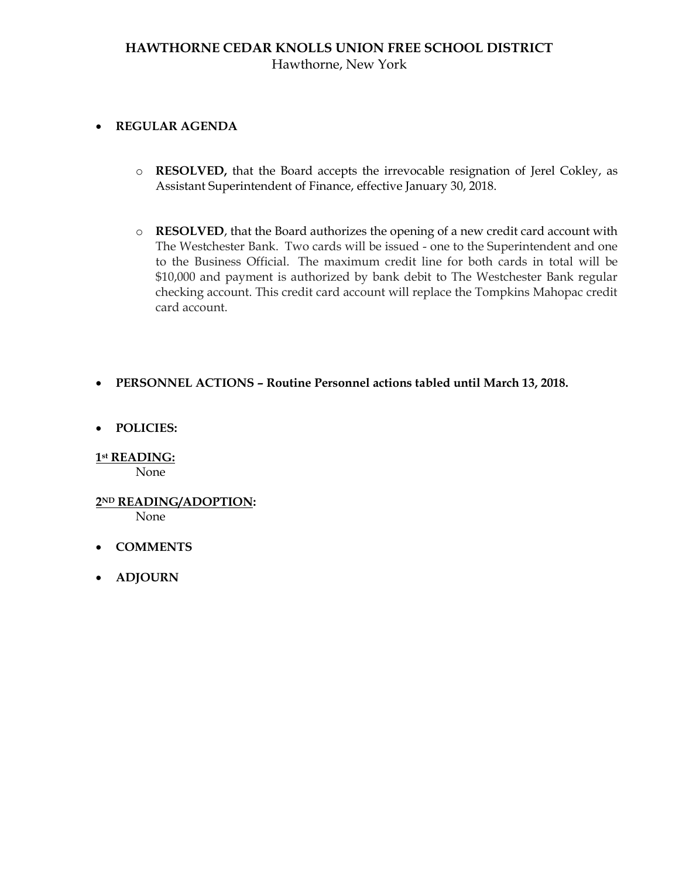**HAWTHORNE CEDAR KNOLLS UNION FREE SCHOOL DISTRICT**
Hawthorne, New York

- **REGULAR AGENDA**

  - **RESOLVED,** that the Board accepts the irrevocable resignation of Jerel Cokley, as Assistant Superintendent of Finance, effective January 30, 2018.

  - **RESOLVED**, that the Board authorizes the opening of a new credit card account with The Westchester Bank. Two cards will be issued - one to the Superintendent and one to the Business Official. The maximum credit line for both cards in total will be $10,000 and payment is authorized by bank debit to The Westchester Bank regular checking account. This credit card account will replace the Tompkins Mahopac credit card account.

- **PERSONNEL ACTIONS – Routine Personnel actions tabled until March 13, 2018.**

- **POLICIES:**

**1st READING:**
None

**2ND READING/ADOPTION:**
None

- **COMMENTS**

- **ADJOURN**